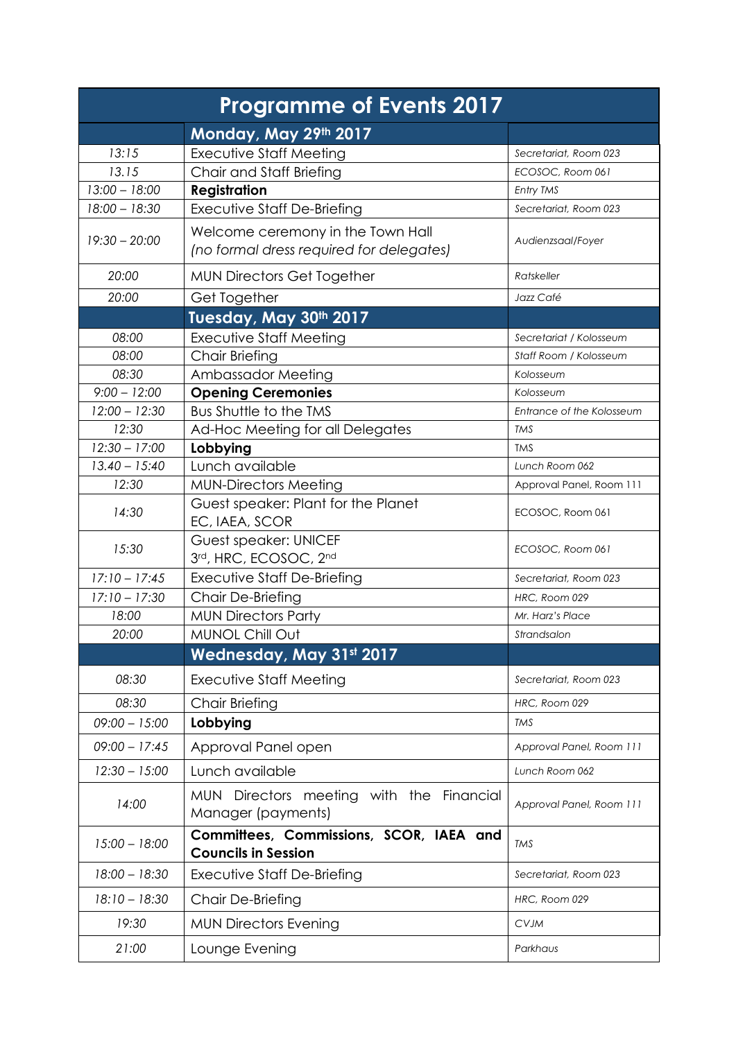| Programme of Events 2017 | | |
|---|---|---|
| | **Monday, May 29th 2017** | |
| *13:15* | Executive Staff Meeting | *Secretariat, Room 023* |
| *13.15* | Chair and Staff Briefing | *ECOSOC, Room 061* |
| *13:00 – 18:00* | **Registration** | *Entry TMS* |
| *18:00 – 18:30* | Executive Staff De-Briefing | *Secretariat, Room 023* |
| *19:30 – 20:00* | Welcome ceremony in the Town Hall *(no formal dress required for delegates)* | *Audienzsaal/Foyer* |
| *20:00* | MUN Directors Get Together | *Ratskeller* |
| *20:00* | Get Together | *Jazz Café* |
| | **Tuesday, May 30th 2017** | |
| *08:00* | Executive Staff Meeting | *Secretariat / Kolosseum* |
| *08:00* | Chair Briefing | *Staff Room / Kolosseum* |
| *08:30* | Ambassador Meeting | *Kolosseum* |
| *9:00 – 12:00* | **Opening Ceremonies** | *Kolosseum* |
| *12:00 – 12:30* | Bus Shuttle to the TMS | *Entrance of the Kolosseum* |
| *12:30* | Ad-Hoc Meeting for all Delegates | *TMS* |
| *12:30 – 17:00* | **Lobbying** | *TMS* |
| *13.40 – 15:40* | Lunch available | *Lunch Room 062* |
| *12:30* | MUN-Directors Meeting | Approval Panel, Room 111 |
| *14:30* | Guest speaker: Plant for the Planet EC, IAEA, SCOR | ECOSOC, Room 061 |
| *15:30* | Guest speaker: UNICEF 3rd, HRC, ECOSOC, 2nd | *ECOSOC, Room 061* |
| *17:10 – 17:45* | Executive Staff De-Briefing | *Secretariat, Room 023* |
| *17:10 – 17:30* | Chair De-Briefing | *HRC, Room 029* |
| *18:00* | MUN Directors Party | *Mr. Harz's Place* |
| *20:00* | MUNOL Chill Out | *Strandsalon* |
| | **Wednesday, May 31st 2017** | |
| *08:30* | Executive Staff Meeting | *Secretariat, Room 023* |
| *08:30* | Chair Briefing | *HRC, Room 029* |
| *09:00 – 15:00* | **Lobbying** | *TMS* |
| *09:00 – 17:45* | Approval Panel open | *Approval Panel, Room 111* |
| *12:30 – 15:00* | Lunch available | *Lunch Room 062* |
| *14:00* | MUN Directors meeting with the Financial Manager (payments) | *Approval Panel, Room 111* |
| *15:00 – 18:00* | **Committees, Commissions, SCOR, IAEA and Councils in Session** | *TMS* |
| *18:00 – 18:30* | Executive Staff De-Briefing | *Secretariat, Room 023* |
| *18:10 – 18:30* | Chair De-Briefing | *HRC, Room 029* |
| *19:30* | MUN Directors Evening | *CVJM* |
| *21:00* | Lounge Evening | *Parkhaus* |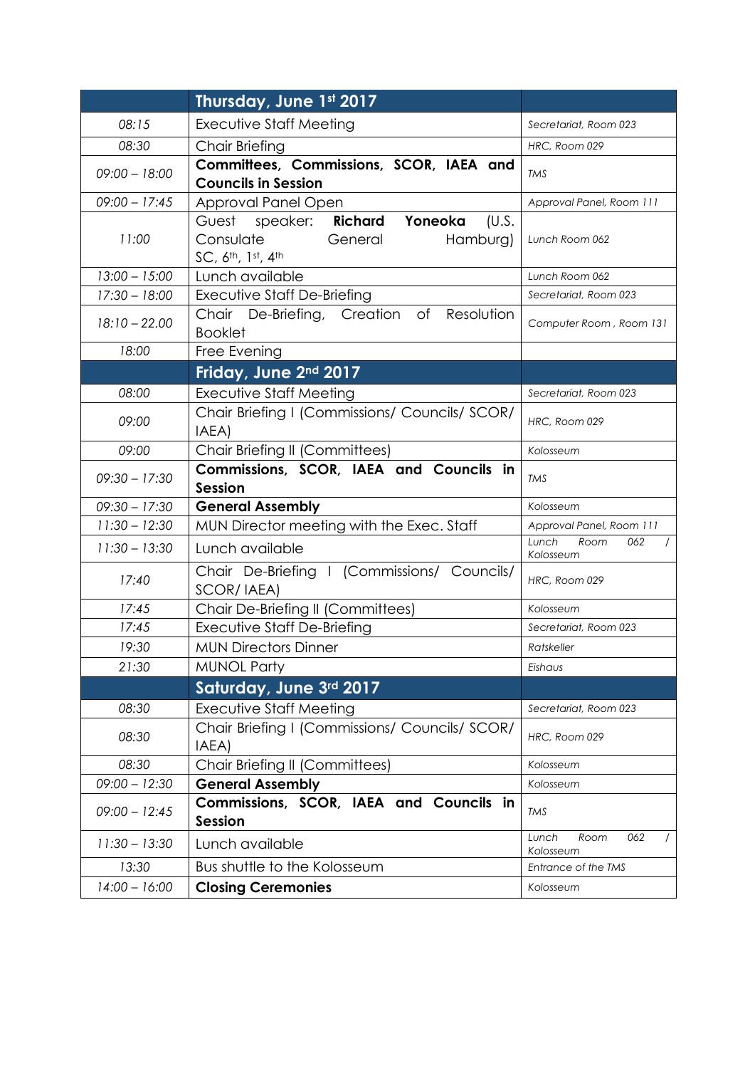| | **Thursday, June 1st 2017** | |
|---|---|---|
| *08:15* | Executive Staff Meeting | *Secretariat, Room 023* |
| *08:30* | Chair Briefing | *HRC, Room 029* |
| *09:00 – 18:00* | **Committees, Commissions, SCOR, IAEA and Councils in Session** | *TMS* |
| *09:00 – 17:45* | Approval Panel Open | *Approval Panel, Room 111* |
| *11:00* | Guest speaker: **Richard Yoneoka** (U.S. Consulate General Hamburg) SC, 6th, 1st, 4th | *Lunch Room 062* |
| *13:00 – 15:00* | Lunch available | *Lunch Room 062* |
| *17:30 – 18:00* | Executive Staff De-Briefing | *Secretariat, Room 023* |
| *18:10 – 22.00* | Chair De-Briefing, Creation of Resolution Booklet | *Computer Room , Room 131* |
| *18:00* | Free Evening | |
| | **Friday, June 2nd 2017** | |
| *08:00* | Executive Staff Meeting | *Secretariat, Room 023* |
| *09:00* | Chair Briefing I (Commissions/ Councils/ SCOR/ IAEA) | *HRC, Room 029* |
| *09:00* | Chair Briefing II (Committees) | *Kolosseum* |
| *09:30 – 17:30* | **Commissions, SCOR, IAEA and Councils in Session** | *TMS* |
| *09:30 – 17:30* | **General Assembly** | *Kolosseum* |
| *11:30 – 12:30* | MUN Director meeting with the Exec. Staff | *Approval Panel, Room 111* |
| *11:30 – 13:30* | Lunch available | *Lunch Room 062 / Kolosseum* |
| *17:40* | Chair De-Briefing I (Commissions/ Councils/ SCOR/ IAEA) | *HRC, Room 029* |
| *17:45* | Chair De-Briefing II (Committees) | *Kolosseum* |
| *17:45* | Executive Staff De-Briefing | *Secretariat, Room 023* |
| *19:30* | MUN Directors Dinner | *Ratskeller* |
| *21:30* | MUNOL Party | *Eishaus* |
| | **Saturday, June 3rd 2017** | |
| *08:30* | Executive Staff Meeting | *Secretariat, Room 023* |
| *08:30* | Chair Briefing I (Commissions/ Councils/ SCOR/ IAEA) | *HRC, Room 029* |
| *08:30* | Chair Briefing II (Committees) | *Kolosseum* |
| *09:00 – 12:30* | **General Assembly** | *Kolosseum* |
| *09:00 – 12:45* | **Commissions, SCOR, IAEA and Councils in Session** | *TMS* |
| *11:30 – 13:30* | Lunch available | *Lunch Room 062 / Kolosseum* |
| *13:30* | Bus shuttle to the Kolosseum | *Entrance of the TMS* |
| *14:00 – 16:00* | **Closing Ceremonies** | *Kolosseum* |